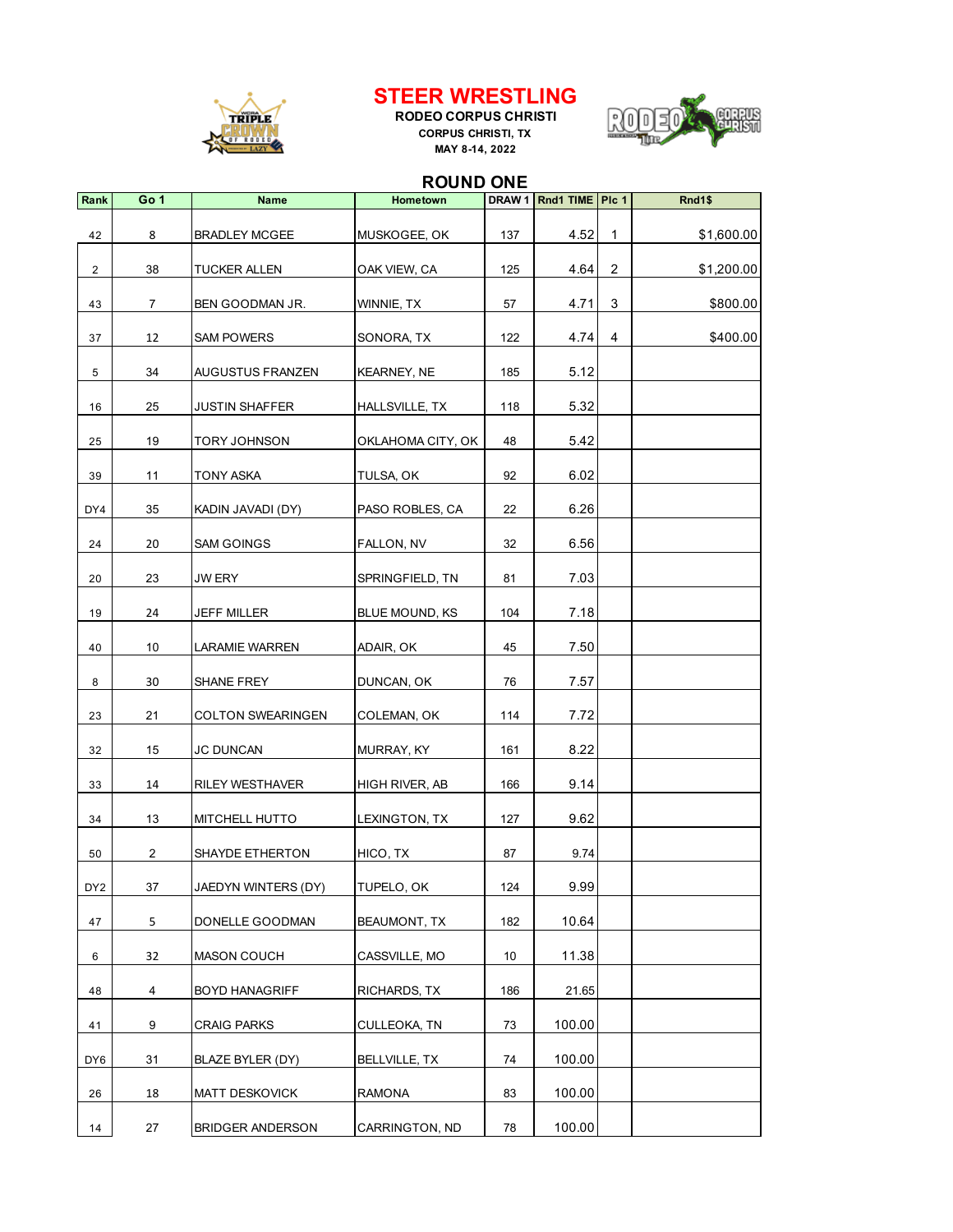# STEER WRESTLING

**RODEO CORPUS CHRISTI**

**CORPUS CHRISTI, TX**

**MAY 8-14, 2022**

## ROUND ONE

| Rank | Go 1 | Name | Hometown | DRAW 1 | Rnd1 TIME | Plc 1 | Rnd1$ |
|---|---|---|---|---|---|---|---|
| 42 | 8 | BRADLEY MCGEE | MUSKOGEE, OK | 137 | 4.52 | 1 | $1,600.00 |
| 2 | 38 | TUCKER ALLEN | OAK VIEW, CA | 125 | 4.64 | 2 | $1,200.00 |
| 43 | 7 | BEN GOODMAN JR. | WINNIE, TX | 57 | 4.71 | 3 | $800.00 |
| 37 | 12 | SAM POWERS | SONORA, TX | 122 | 4.74 | 4 | $400.00 |
| 5 | 34 | AUGUSTUS FRANZEN | KEARNEY, NE | 185 | 5.12 | | |
| 16 | 25 | JUSTIN SHAFFER | HALLSVILLE, TX | 118 | 5.32 | | |
| 25 | 19 | TORY JOHNSON | OKLAHOMA CITY, OK | 48 | 5.42 | | |
| 39 | 11 | TONY ASKA | TULSA, OK | 92 | 6.02 | | |
| DY4 | 35 | KADIN JAVADI (DY) | PASO ROBLES, CA | 22 | 6.26 | | |
| 24 | 20 | SAM GOINGS | FALLON, NV | 32 | 6.56 | | |
| 20 | 23 | JW ERY | SPRINGFIELD, TN | 81 | 7.03 | | |
| 19 | 24 | JEFF MILLER | BLUE MOUND, KS | 104 | 7.18 | | |
| 40 | 10 | LARAMIE WARREN | ADAIR, OK | 45 | 7.50 | | |
| 8 | 30 | SHANE FREY | DUNCAN, OK | 76 | 7.57 | | |
| 23 | 21 | COLTON SWEARINGEN | COLEMAN, OK | 114 | 7.72 | | |
| 32 | 15 | JC DUNCAN | MURRAY, KY | 161 | 8.22 | | |
| 33 | 14 | RILEY WESTHAVER | HIGH RIVER, AB | 166 | 9.14 | | |
| 34 | 13 | MITCHELL HUTTO | LEXINGTON, TX | 127 | 9.62 | | |
| 50 | 2 | SHAYDE ETHERTON | HICO, TX | 87 | 9.74 | | |
| DY2 | 37 | JAEDYN WINTERS (DY) | TUPELO, OK | 124 | 9.99 | | |
| 47 | 5 | DONELLE GOODMAN | BEAUMONT, TX | 182 | 10.64 | | |
| 6 | 32 | MASON COUCH | CASSVILLE, MO | 10 | 11.38 | | |
| 48 | 4 | BOYD HANAGRIFF | RICHARDS, TX | 186 | 21.65 | | |
| 41 | 9 | CRAIG PARKS | CULLEOKA, TN | 73 | 100.00 | | |
| DY6 | 31 | BLAZE BYLER (DY) | BELLVILLE, TX | 74 | 100.00 | | |
| 26 | 18 | MATT DESKOVICK | RAMONA | 83 | 100.00 | | |
| 14 | 27 | BRIDGER ANDERSON | CARRINGTON, ND | 78 | 100.00 | | |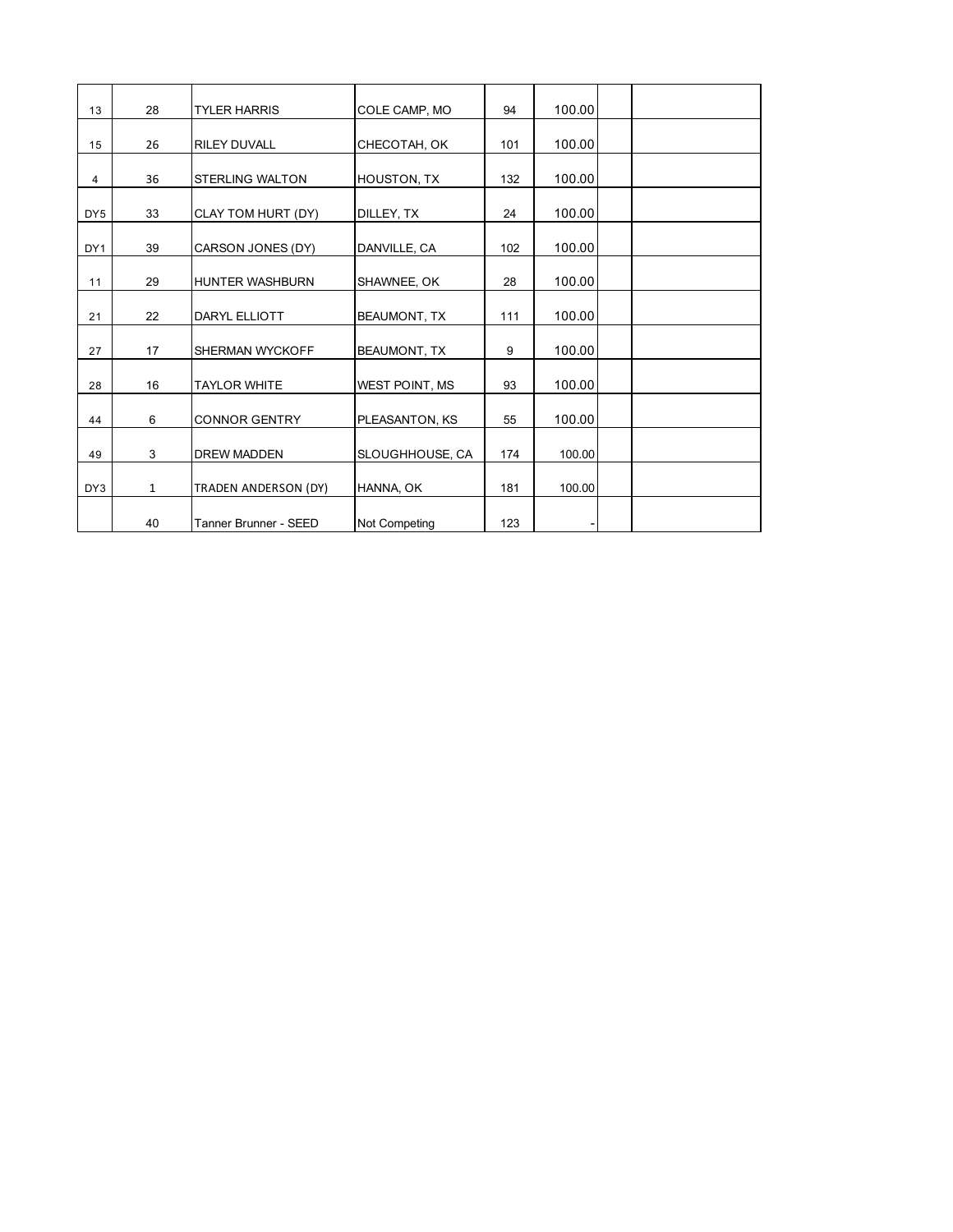| | | | | | | | |
|---|---|---|---|---|---|---|---|
| 13 | 28 | TYLER HARRIS | COLE CAMP, MO | 94 | 100.00 | | |
| 15 | 26 | RILEY DUVALL | CHECOTAH, OK | 101 | 100.00 | | |
| 4 | 36 | STERLING WALTON | HOUSTON, TX | 132 | 100.00 | | |
| DY5 | 33 | CLAY TOM HURT (DY) | DILLEY, TX | 24 | 100.00 | | |
| DY1 | 39 | CARSON JONES (DY) | DANVILLE, CA | 102 | 100.00 | | |
| 11 | 29 | HUNTER WASHBURN | SHAWNEE, OK | 28 | 100.00 | | |
| 21 | 22 | DARYL ELLIOTT | BEAUMONT, TX | 111 | 100.00 | | |
| 27 | 17 | SHERMAN WYCKOFF | BEAUMONT, TX | 9 | 100.00 | | |
| 28 | 16 | TAYLOR WHITE | WEST POINT, MS | 93 | 100.00 | | |
| 44 | 6 | CONNOR GENTRY | PLEASANTON, KS | 55 | 100.00 | | |
| 49 | 3 | DREW MADDEN | SLOUGHHOUSE, CA | 174 | 100.00 | | |
| DY3 | 1 | TRADEN ANDERSON (DY) | HANNA, OK | 181 | 100.00 | | |
| | 40 | Tanner Brunner - SEED | Not Competing | 123 | - | | |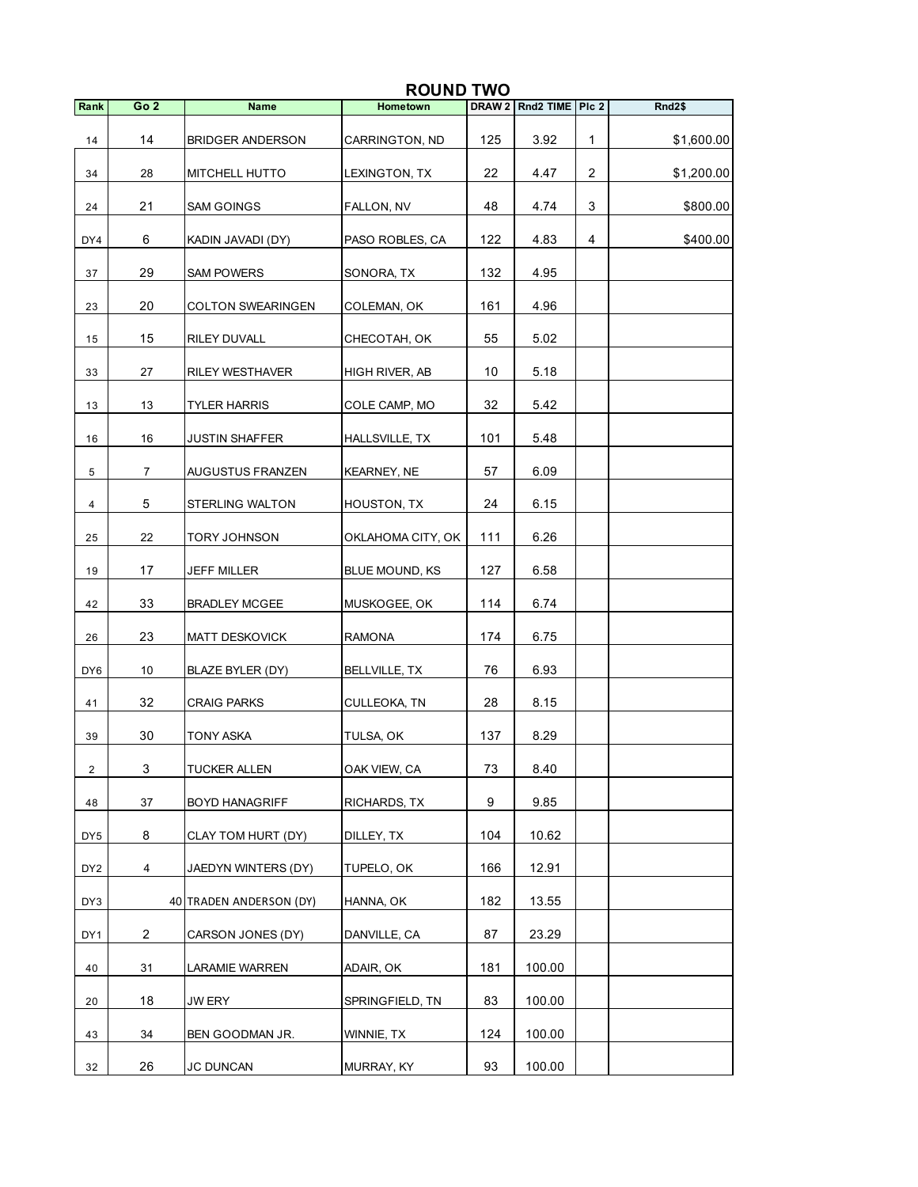## ROUND TWO

| Rank | Go 2 | Name | Hometown | DRAW 2 | Rnd2 TIME | Plc 2 | Rnd2$ |
|---|---|---|---|---|---|---|---|
| 14 | 14 | BRIDGER ANDERSON | CARRINGTON, ND | 125 | 3.92 | 1 | $1,600.00 |
| 34 | 28 | MITCHELL HUTTO | LEXINGTON, TX | 22 | 4.47 | 2 | $1,200.00 |
| 24 | 21 | SAM GOINGS | FALLON, NV | 48 | 4.74 | 3 | $800.00 |
| DY4 | 6 | KADIN JAVADI (DY) | PASO ROBLES, CA | 122 | 4.83 | 4 | $400.00 |
| 37 | 29 | SAM POWERS | SONORA, TX | 132 | 4.95 | | |
| 23 | 20 | COLTON SWEARINGEN | COLEMAN, OK | 161 | 4.96 | | |
| 15 | 15 | RILEY DUVALL | CHECOTAH, OK | 55 | 5.02 | | |
| 33 | 27 | RILEY WESTHAVER | HIGH RIVER, AB | 10 | 5.18 | | |
| 13 | 13 | TYLER HARRIS | COLE CAMP, MO | 32 | 5.42 | | |
| 16 | 16 | JUSTIN SHAFFER | HALLSVILLE, TX | 101 | 5.48 | | |
| 5 | 7 | AUGUSTUS FRANZEN | KEARNEY, NE | 57 | 6.09 | | |
| 4 | 5 | STERLING WALTON | HOUSTON, TX | 24 | 6.15 | | |
| 25 | 22 | TORY JOHNSON | OKLAHOMA CITY, OK | 111 | 6.26 | | |
| 19 | 17 | JEFF MILLER | BLUE MOUND, KS | 127 | 6.58 | | |
| 42 | 33 | BRADLEY MCGEE | MUSKOGEE, OK | 114 | 6.74 | | |
| 26 | 23 | MATT DESKOVICK | RAMONA | 174 | 6.75 | | |
| DY6 | 10 | BLAZE BYLER (DY) | BELLVILLE, TX | 76 | 6.93 | | |
| 41 | 32 | CRAIG PARKS | CULLEOKA, TN | 28 | 8.15 | | |
| 39 | 30 | TONY ASKA | TULSA, OK | 137 | 8.29 | | |
| 2 | 3 | TUCKER ALLEN | OAK VIEW, CA | 73 | 8.40 | | |
| 48 | 37 | BOYD HANAGRIFF | RICHARDS, TX | 9 | 9.85 | | |
| DY5 | 8 | CLAY TOM HURT (DY) | DILLEY, TX | 104 | 10.62 | | |
| DY2 | 4 | JAEDYN WINTERS (DY) | TUPELO, OK | 166 | 12.91 | | |
| DY3 | 40 | TRADEN ANDERSON (DY) | HANNA, OK | 182 | 13.55 | | |
| DY1 | 2 | CARSON JONES (DY) | DANVILLE, CA | 87 | 23.29 | | |
| 40 | 31 | LARAMIE WARREN | ADAIR, OK | 181 | 100.00 | | |
| 20 | 18 | JW ERY | SPRINGFIELD, TN | 83 | 100.00 | | |
| 43 | 34 | BEN GOODMAN JR. | WINNIE, TX | 124 | 100.00 | | |
| 32 | 26 | JC DUNCAN | MURRAY, KY | 93 | 100.00 | | |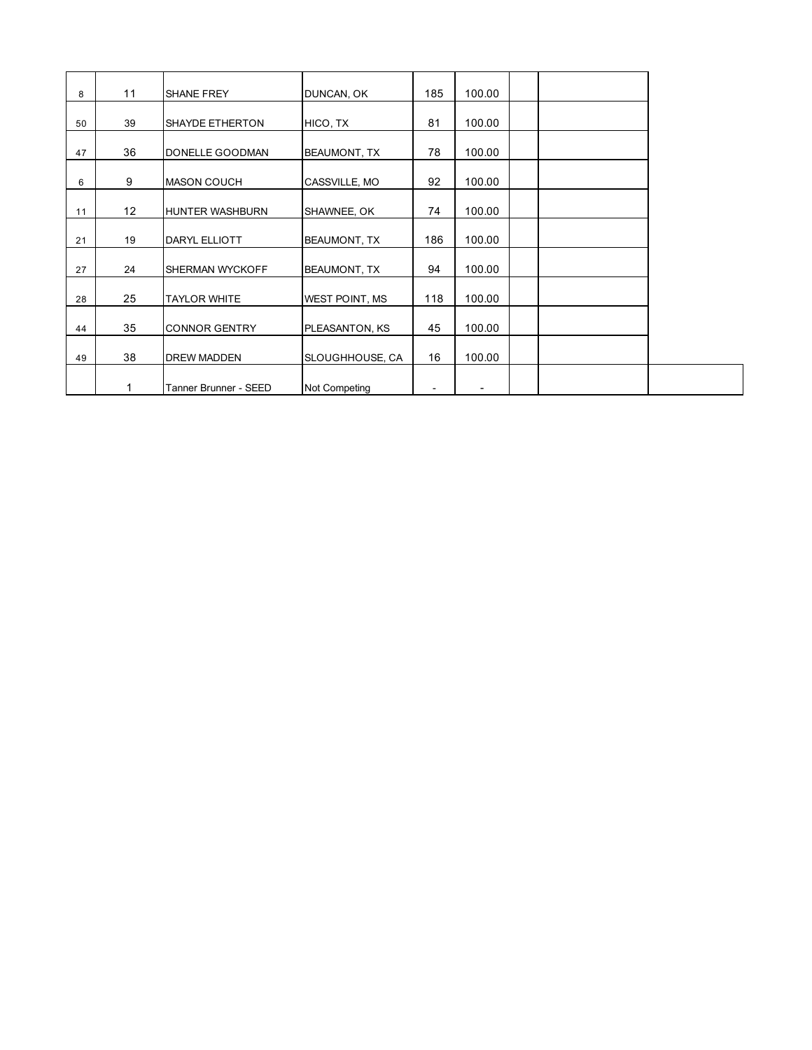| | | | | | | | | |
|---|---|---|---|---|---|---|---|---|
| 8 | 11 | SHANE FREY | DUNCAN, OK | 185 | 100.00 | | | |
| 50 | 39 | SHAYDE ETHERTON | HICO, TX | 81 | 100.00 | | | |
| 47 | 36 | DONELLE GOODMAN | BEAUMONT, TX | 78 | 100.00 | | | |
| 6 | 9 | MASON COUCH | CASSVILLE, MO | 92 | 100.00 | | | |
| 11 | 12 | HUNTER WASHBURN | SHAWNEE, OK | 74 | 100.00 | | | |
| 21 | 19 | DARYL ELLIOTT | BEAUMONT, TX | 186 | 100.00 | | | |
| 27 | 24 | SHERMAN WYCKOFF | BEAUMONT, TX | 94 | 100.00 | | | |
| 28 | 25 | TAYLOR WHITE | WEST POINT, MS | 118 | 100.00 | | | |
| 44 | 35 | CONNOR GENTRY | PLEASANTON, KS | 45 | 100.00 | | | |
| 49 | 38 | DREW MADDEN | SLOUGHHOUSE, CA | 16 | 100.00 | | | |
| | 1 | Tanner Brunner - SEED | Not Competing | - | - | | | |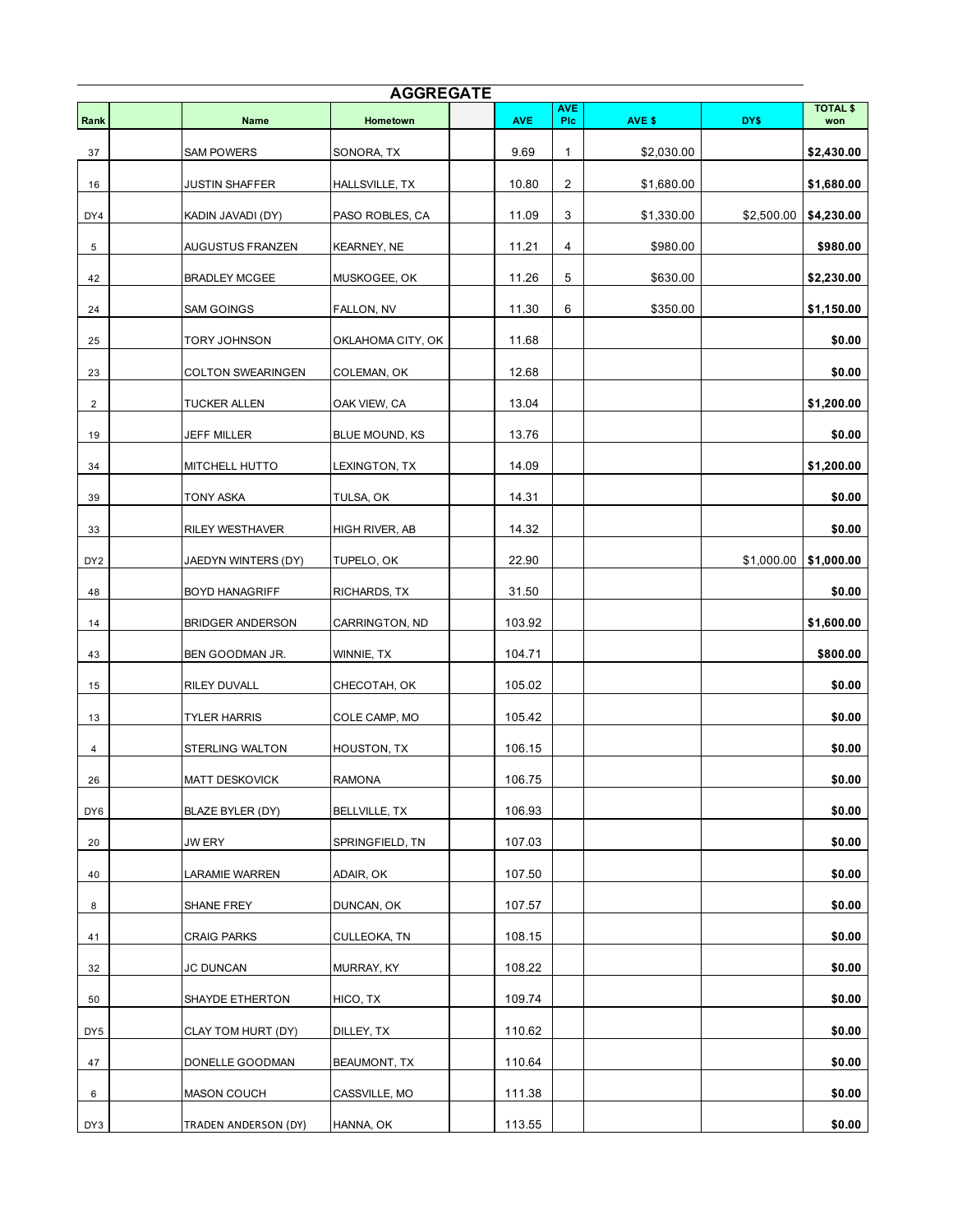## AGGREGATE

| Rank | | Name | Hometown | | AVE | AVE Plc | AVE $ | DY$ | TOTAL $ won |
|---|---|---|---|---|---|---|---|---|---|
| 37 | | SAM POWERS | SONORA, TX | | 9.69 | 1 | $2,030.00 | | **$2,430.00** |
| 16 | | JUSTIN SHAFFER | HALLSVILLE, TX | | 10.80 | 2 | $1,680.00 | | **$1,680.00** |
| DY4 | | KADIN JAVADI (DY) | PASO ROBLES, CA | | 11.09 | 3 | $1,330.00 | $2,500.00 | **$4,230.00** |
| 5 | | AUGUSTUS FRANZEN | KEARNEY, NE | | 11.21 | 4 | $980.00 | | **$980.00** |
| 42 | | BRADLEY MCGEE | MUSKOGEE, OK | | 11.26 | 5 | $630.00 | | **$2,230.00** |
| 24 | | SAM GOINGS | FALLON, NV | | 11.30 | 6 | $350.00 | | **$1,150.00** |
| 25 | | TORY JOHNSON | OKLAHOMA CITY, OK | | 11.68 | | | | **$0.00** |
| 23 | | COLTON SWEARINGEN | COLEMAN, OK | | 12.68 | | | | **$0.00** |
| 2 | | TUCKER ALLEN | OAK VIEW, CA | | 13.04 | | | | **$1,200.00** |
| 19 | | JEFF MILLER | BLUE MOUND, KS | | 13.76 | | | | **$0.00** |
| 34 | | MITCHELL HUTTO | LEXINGTON, TX | | 14.09 | | | | **$1,200.00** |
| 39 | | TONY ASKA | TULSA, OK | | 14.31 | | | | **$0.00** |
| 33 | | RILEY WESTHAVER | HIGH RIVER, AB | | 14.32 | | | | **$0.00** |
| DY2 | | JAEDYN WINTERS (DY) | TUPELO, OK | | 22.90 | | | $1,000.00 | **$1,000.00** |
| 48 | | BOYD HANAGRIFF | RICHARDS, TX | | 31.50 | | | | **$0.00** |
| 14 | | BRIDGER ANDERSON | CARRINGTON, ND | | 103.92 | | | | **$1,600.00** |
| 43 | | BEN GOODMAN JR. | WINNIE, TX | | 104.71 | | | | **$800.00** |
| 15 | | RILEY DUVALL | CHECOTAH, OK | | 105.02 | | | | **$0.00** |
| 13 | | TYLER HARRIS | COLE CAMP, MO | | 105.42 | | | | **$0.00** |
| 4 | | STERLING WALTON | HOUSTON, TX | | 106.15 | | | | **$0.00** |
| 26 | | MATT DESKOVICK | RAMONA | | 106.75 | | | | **$0.00** |
| DY6 | | BLAZE BYLER (DY) | BELLVILLE, TX | | 106.93 | | | | **$0.00** |
| 20 | | JW ERY | SPRINGFIELD, TN | | 107.03 | | | | **$0.00** |
| 40 | | LARAMIE WARREN | ADAIR, OK | | 107.50 | | | | **$0.00** |
| 8 | | SHANE FREY | DUNCAN, OK | | 107.57 | | | | **$0.00** |
| 41 | | CRAIG PARKS | CULLEOKA, TN | | 108.15 | | | | **$0.00** |
| 32 | | JC DUNCAN | MURRAY, KY | | 108.22 | | | | **$0.00** |
| 50 | | SHAYDE ETHERTON | HICO, TX | | 109.74 | | | | **$0.00** |
| DY5 | | CLAY TOM HURT (DY) | DILLEY, TX | | 110.62 | | | | **$0.00** |
| 47 | | DONELLE GOODMAN | BEAUMONT, TX | | 110.64 | | | | **$0.00** |
| 6 | | MASON COUCH | CASSVILLE, MO | | 111.38 | | | | **$0.00** |
| DY3 | | TRADEN ANDERSON (DY) | HANNA, OK | | 113.55 | | | | **$0.00** |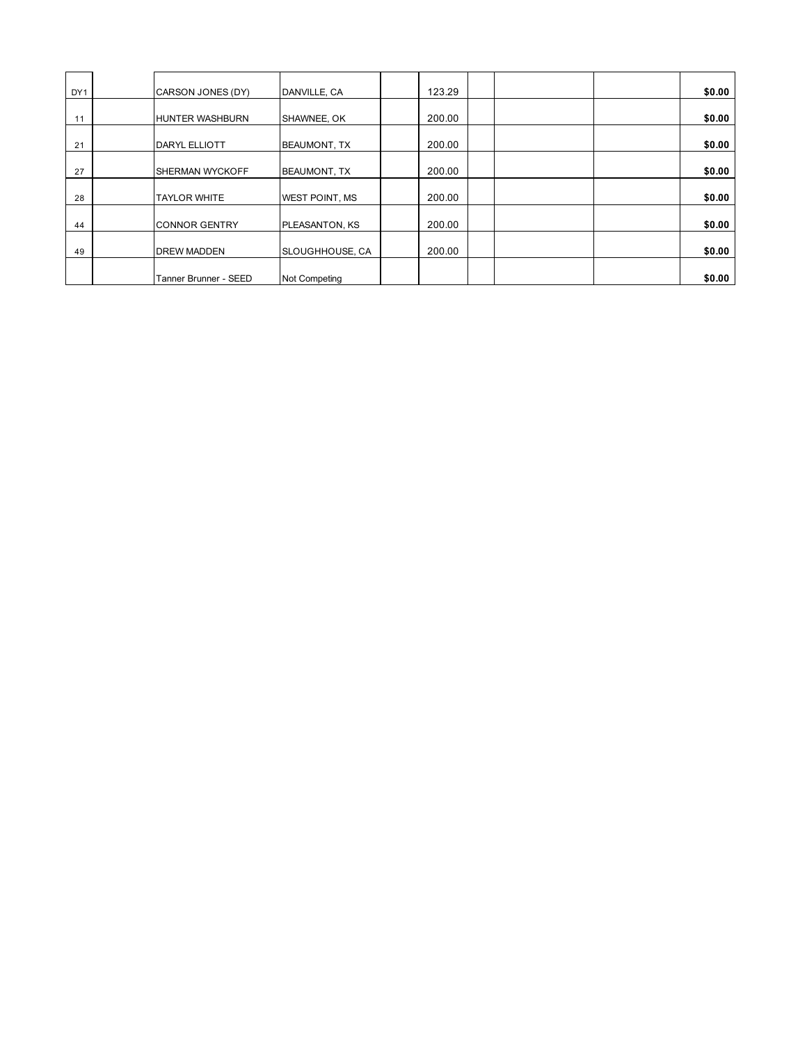| | | | | | | | | | |
|---|---|---|---|---|---|---|---|---|---|
| DY1 | | CARSON JONES (DY) | DANVILLE, CA | | 123.29 | | | | $0.00 |
| 11 | | HUNTER WASHBURN | SHAWNEE, OK | | 200.00 | | | | $0.00 |
| 21 | | DARYL ELLIOTT | BEAUMONT, TX | | 200.00 | | | | $0.00 |
| 27 | | SHERMAN WYCKOFF | BEAUMONT, TX | | 200.00 | | | | $0.00 |
| 28 | | TAYLOR WHITE | WEST POINT, MS | | 200.00 | | | | $0.00 |
| 44 | | CONNOR GENTRY | PLEASANTON, KS | | 200.00 | | | | $0.00 |
| 49 | | DREW MADDEN | SLOUGHHOUSE, CA | | 200.00 | | | | $0.00 |
| | | Tanner Brunner - SEED | Not Competing | | | | | | $0.00 |